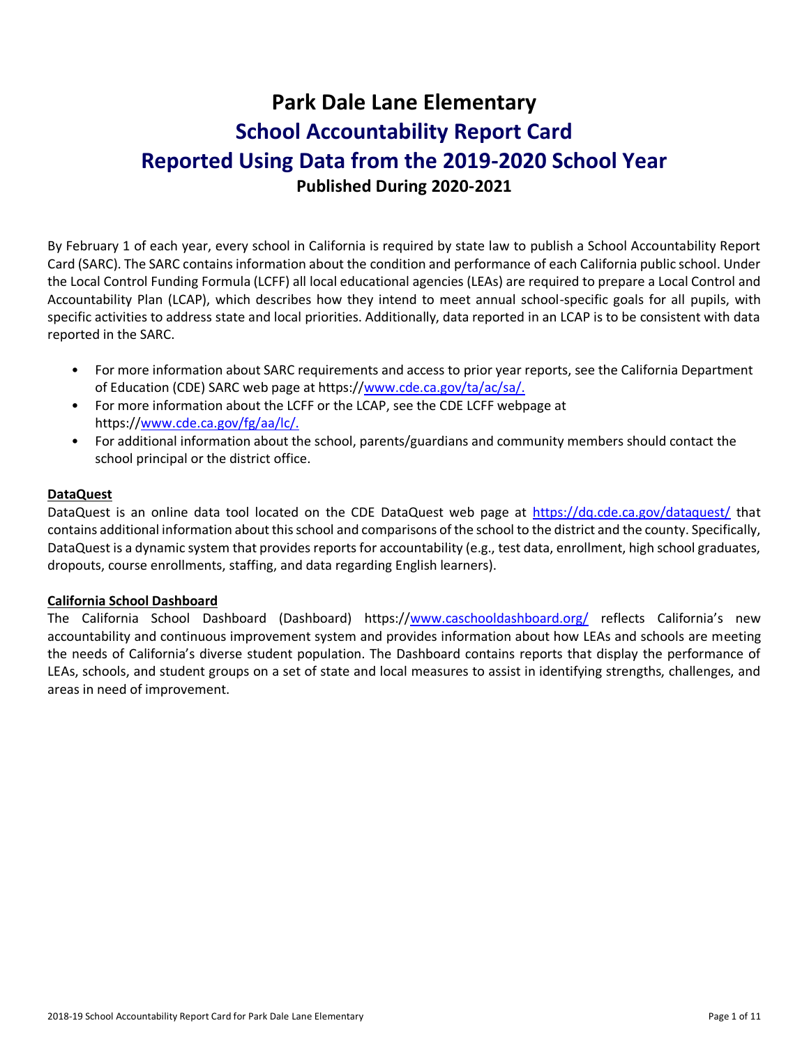# Park Dale Lane Elementary

## School Accountability Report Card

## Reported Using Data from the 2019-2020 School Year

**Published During 2020-2021**

By February 1 of each year, every school in California is required by state law to publish a School Accountability Report Card (SARC). The SARC contains information about the condition and performance of each California public school. Under the Local Control Funding Formula (LCFF) all local educational agencies (LEAs) are required to prepare a Local Control and Accountability Plan (LCAP), which describes how they intend to meet annual school-specific goals for all pupils, with specific activities to address state and local priorities. Additionally, data reported in an LCAP is to be consistent with data reported in the SARC.

- For more information about SARC requirements and access to prior year reports, see the California Department of Education (CDE) SARC web page at https://www.cde.ca.gov/ta/ac/sa/.
- For more information about the LCFF or the LCAP, see the CDE LCFF webpage at https://www.cde.ca.gov/fg/aa/lc/.
- For additional information about the school, parents/guardians and community members should contact the school principal or the district office.

**DataQuest**

DataQuest is an online data tool located on the CDE DataQuest web page at https://dq.cde.ca.gov/dataquest/ that contains additional information about this school and comparisons of the school to the district and the county. Specifically, DataQuest is a dynamic system that provides reports for accountability (e.g., test data, enrollment, high school graduates, dropouts, course enrollments, staffing, and data regarding English learners).

**California School Dashboard**

The California School Dashboard (Dashboard) https://www.caschooldashboard.org/ reflects California's new accountability and continuous improvement system and provides information about how LEAs and schools are meeting the needs of California's diverse student population. The Dashboard contains reports that display the performance of LEAs, schools, and student groups on a set of state and local measures to assist in identifying strengths, challenges, and areas in need of improvement.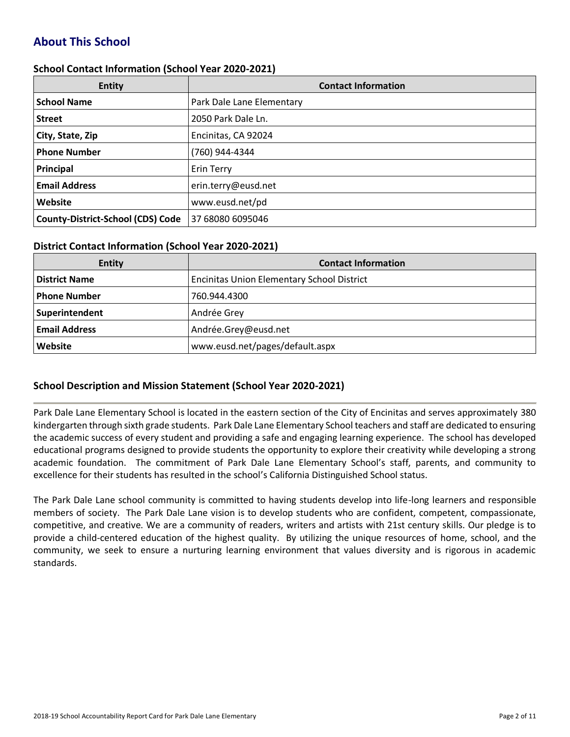# About This School

### School Contact Information (School Year 2020-2021)

| Entity | Contact Information |
| --- | --- |
| **School Name** | Park Dale Lane Elementary |
| **Street** | 2050 Park Dale Ln. |
| **City, State, Zip** | Encinitas, CA 92024 |
| **Phone Number** | (760) 944-4344 |
| **Principal** | Erin Terry |
| **Email Address** | erin.terry@eusd.net |
| **Website** | www.eusd.net/pd |
| **County-District-School (CDS) Code** | 37 68080 6095046 |

### District Contact Information (School Year 2020-2021)

| Entity | Contact Information |
| --- | --- |
| **District Name** | Encinitas Union Elementary School District |
| **Phone Number** | 760.944.4300 |
| **Superintendent** | Andrée Grey |
| **Email Address** | Andrée.Grey@eusd.net |
| **Website** | www.eusd.net/pages/default.aspx |

### School Description and Mission Statement (School Year 2020-2021)

Park Dale Lane Elementary School is located in the eastern section of the City of Encinitas and serves approximately 380 kindergarten through sixth grade students. Park Dale Lane Elementary School teachers and staff are dedicated to ensuring the academic success of every student and providing a safe and engaging learning experience. The school has developed educational programs designed to provide students the opportunity to explore their creativity while developing a strong academic foundation. The commitment of Park Dale Lane Elementary School's staff, parents, and community to excellence for their students has resulted in the school's California Distinguished School status.

The Park Dale Lane school community is committed to having students develop into life-long learners and responsible members of society. The Park Dale Lane vision is to develop students who are confident, competent, compassionate, competitive, and creative. We are a community of readers, writers and artists with 21st century skills. Our pledge is to provide a child-centered education of the highest quality. By utilizing the unique resources of home, school, and the community, we seek to ensure a nurturing learning environment that values diversity and is rigorous in academic standards.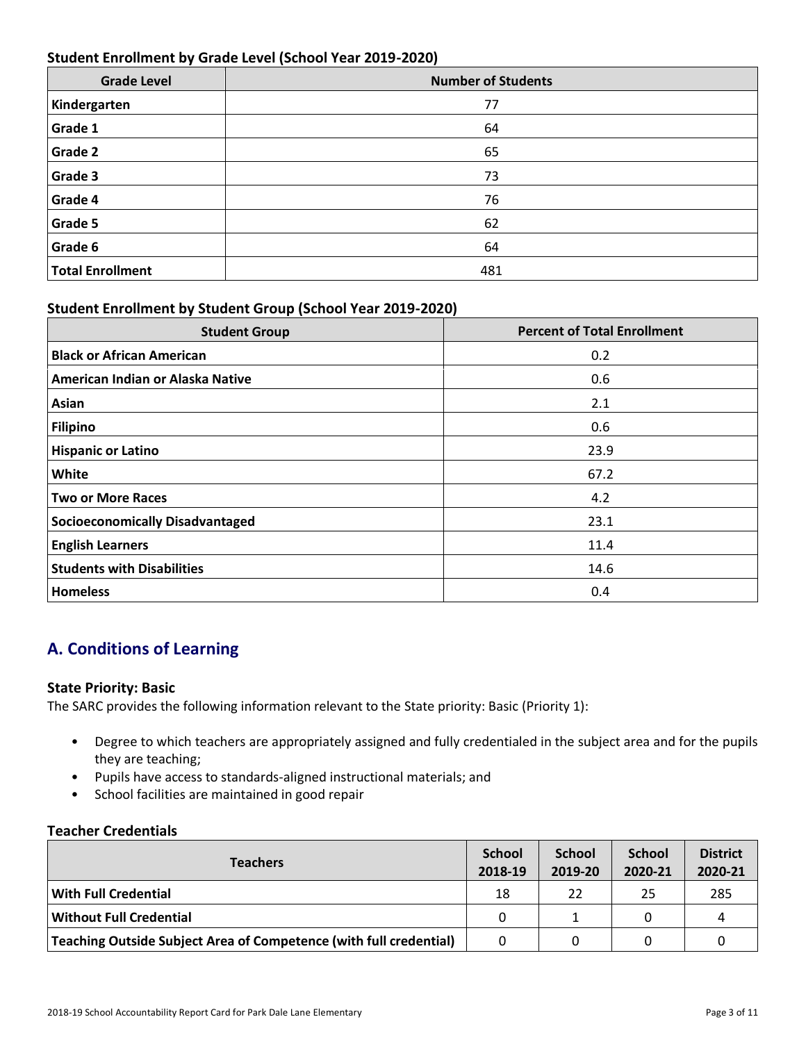### Student Enrollment by Grade Level (School Year 2019-2020)

| Grade Level | Number of Students |
|---|---|
| **Kindergarten** | 77 |
| **Grade 1** | 64 |
| **Grade 2** | 65 |
| **Grade 3** | 73 |
| **Grade 4** | 76 |
| **Grade 5** | 62 |
| **Grade 6** | 64 |
| **Total Enrollment** | 481 |

### Student Enrollment by Student Group (School Year 2019-2020)

| Student Group | Percent of Total Enrollment |
|---|---|
| **Black or African American** | 0.2 |
| **American Indian or Alaska Native** | 0.6 |
| **Asian** | 2.1 |
| **Filipino** | 0.6 |
| **Hispanic or Latino** | 23.9 |
| **White** | 67.2 |
| **Two or More Races** | 4.2 |
| **Socioeconomically Disadvantaged** | 23.1 |
| **English Learners** | 11.4 |
| **Students with Disabilities** | 14.6 |
| **Homeless** | 0.4 |

## A. Conditions of Learning

### State Priority: Basic

The SARC provides the following information relevant to the State priority: Basic (Priority 1):

- Degree to which teachers are appropriately assigned and fully credentialed in the subject area and for the pupils they are teaching;
- Pupils have access to standards-aligned instructional materials; and
- School facilities are maintained in good repair

### Teacher Credentials

| Teachers | School 2018-19 | School 2019-20 | School 2020-21 | District 2020-21 |
|---|---|---|---|---|
| **With Full Credential** | 18 | 22 | 25 | 285 |
| **Without Full Credential** | 0 | 1 | 0 | 4 |
| **Teaching Outside Subject Area of Competence (with full credential)** | 0 | 0 | 0 | 0 |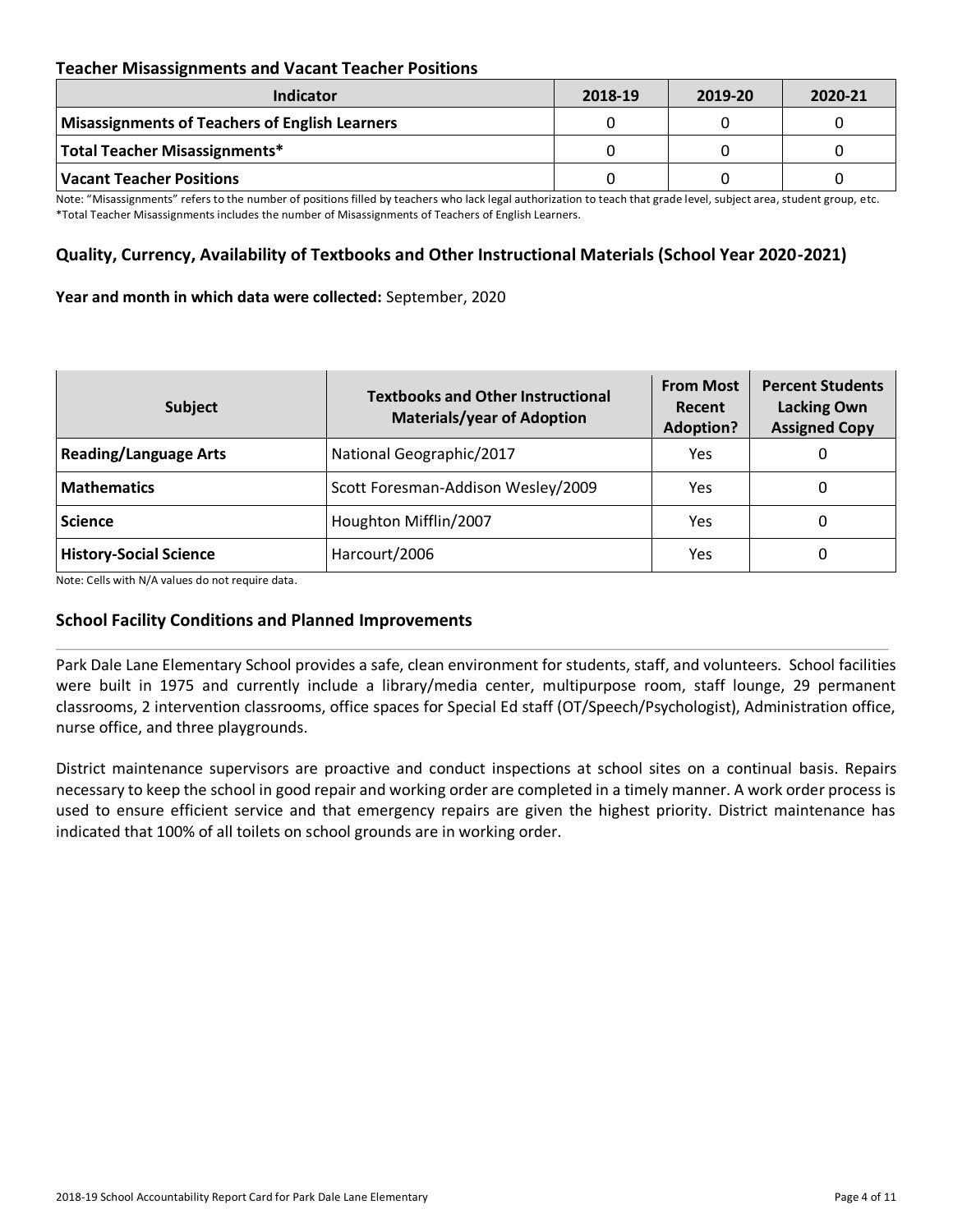### Teacher Misassignments and Vacant Teacher Positions

| Indicator | 2018-19 | 2019-20 | 2020-21 |
|---|---|---|---|
| **Misassignments of Teachers of English Learners** | 0 | 0 | 0 |
| **Total Teacher Misassignments*** | 0 | 0 | 0 |
| **Vacant Teacher Positions** | 0 | 0 | 0 |

Note: "Misassignments" refers to the number of positions filled by teachers who lack legal authorization to teach that grade level, subject area, student group, etc.
*Total Teacher Misassignments includes the number of Misassignments of Teachers of English Learners.

### Quality, Currency, Availability of Textbooks and Other Instructional Materials (School Year 2020-2021)

**Year and month in which data were collected:** September, 2020

| Subject | Textbooks and Other Instructional Materials/year of Adoption | From Most Recent Adoption? | Percent Students Lacking Own Assigned Copy |
|---|---|---|---|
| **Reading/Language Arts** | National Geographic/2017 | Yes | 0 |
| **Mathematics** | Scott Foresman-Addison Wesley/2009 | Yes | 0 |
| **Science** | Houghton Mifflin/2007 | Yes | 0 |
| **History-Social Science** | Harcourt/2006 | Yes | 0 |

Note: Cells with N/A values do not require data.

### School Facility Conditions and Planned Improvements

Park Dale Lane Elementary School provides a safe, clean environment for students, staff, and volunteers. School facilities were built in 1975 and currently include a library/media center, multipurpose room, staff lounge, 29 permanent classrooms, 2 intervention classrooms, office spaces for Special Ed staff (OT/Speech/Psychologist), Administration office, nurse office, and three playgrounds.

District maintenance supervisors are proactive and conduct inspections at school sites on a continual basis. Repairs necessary to keep the school in good repair and working order are completed in a timely manner. A work order process is used to ensure efficient service and that emergency repairs are given the highest priority. District maintenance has indicated that 100% of all toilets on school grounds are in working order.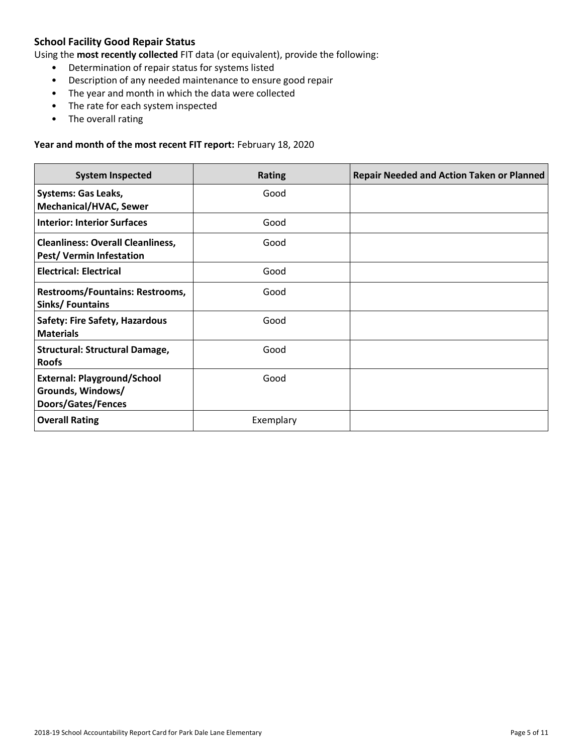### School Facility Good Repair Status

Using the **most recently collected** FIT data (or equivalent), provide the following:

- Determination of repair status for systems listed
- Description of any needed maintenance to ensure good repair
- The year and month in which the data were collected
- The rate for each system inspected
- The overall rating

**Year and month of the most recent FIT report:** February 18, 2020

| System Inspected | Rating | Repair Needed and Action Taken or Planned |
|---|---|---|
| **Systems: Gas Leaks, Mechanical/HVAC, Sewer** | Good | |
| **Interior: Interior Surfaces** | Good | |
| **Cleanliness: Overall Cleanliness, Pest/ Vermin Infestation** | Good | |
| **Electrical: Electrical** | Good | |
| **Restrooms/Fountains: Restrooms, Sinks/ Fountains** | Good | |
| **Safety: Fire Safety, Hazardous Materials** | Good | |
| **Structural: Structural Damage, Roofs** | Good | |
| **External: Playground/School Grounds, Windows/ Doors/Gates/Fences** | Good | |
| **Overall Rating** | Exemplary | |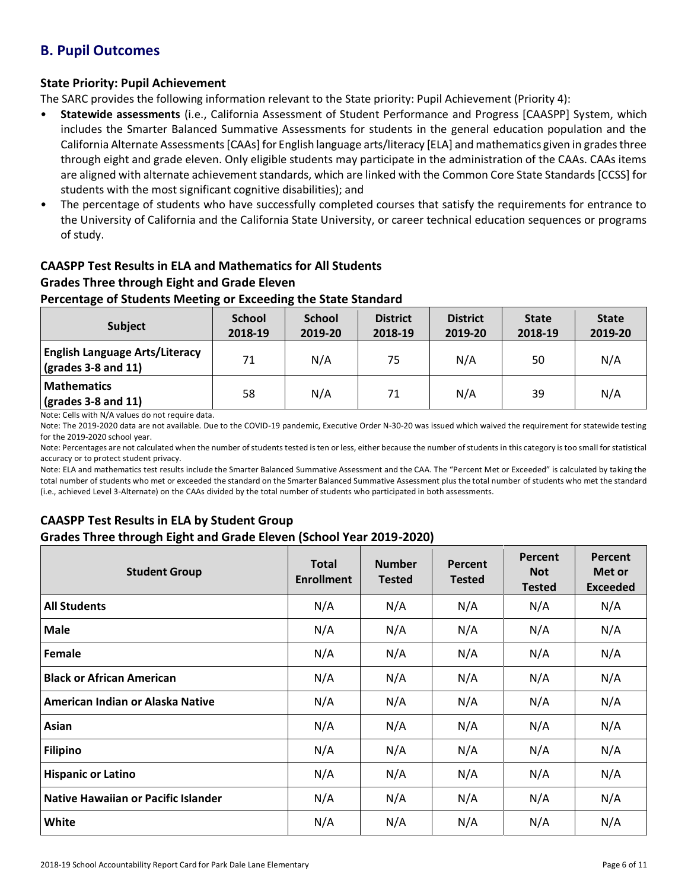## B. Pupil Outcomes

### State Priority: Pupil Achievement

The SARC provides the following information relevant to the State priority: Pupil Achievement (Priority 4):

- **Statewide assessments** (i.e., California Assessment of Student Performance and Progress [CAASPP] System, which includes the Smarter Balanced Summative Assessments for students in the general education population and the California Alternate Assessments [CAAs] for English language arts/literacy [ELA] and mathematics given in grades three through eight and grade eleven. Only eligible students may participate in the administration of the CAAs. CAAs items are aligned with alternate achievement standards, which are linked with the Common Core State Standards [CCSS] for students with the most significant cognitive disabilities); and
- The percentage of students who have successfully completed courses that satisfy the requirements for entrance to the University of California and the California State University, or career technical education sequences or programs of study.

### CAASPP Test Results in ELA and Mathematics for All Students
### Grades Three through Eight and Grade Eleven
### Percentage of Students Meeting or Exceeding the State Standard

| Subject | School 2018-19 | School 2019-20 | District 2018-19 | District 2019-20 | State 2018-19 | State 2019-20 |
|---|---|---|---|---|---|---|
| **English Language Arts/Literacy (grades 3-8 and 11)** | 71 | N/A | 75 | N/A | 50 | N/A |
| **Mathematics (grades 3-8 and 11)** | 58 | N/A | 71 | N/A | 39 | N/A |

Note: Cells with N/A values do not require data.

Note: The 2019-2020 data are not available. Due to the COVID-19 pandemic, Executive Order N-30-20 was issued which waived the requirement for statewide testing for the 2019-2020 school year.

Note: Percentages are not calculated when the number of students tested is ten or less, either because the number of students in this category is too small for statistical accuracy or to protect student privacy.

Note: ELA and mathematics test results include the Smarter Balanced Summative Assessment and the CAA. The "Percent Met or Exceeded" is calculated by taking the total number of students who met or exceeded the standard on the Smarter Balanced Summative Assessment plus the total number of students who met the standard (i.e., achieved Level 3-Alternate) on the CAAs divided by the total number of students who participated in both assessments.

### CAASPP Test Results in ELA by Student Group
### Grades Three through Eight and Grade Eleven (School Year 2019-2020)

| Student Group | Total Enrollment | Number Tested | Percent Tested | Percent Not Tested | Percent Met or Exceeded |
|---|---|---|---|---|---|
| **All Students** | N/A | N/A | N/A | N/A | N/A |
| **Male** | N/A | N/A | N/A | N/A | N/A |
| **Female** | N/A | N/A | N/A | N/A | N/A |
| **Black or African American** | N/A | N/A | N/A | N/A | N/A |
| **American Indian or Alaska Native** | N/A | N/A | N/A | N/A | N/A |
| **Asian** | N/A | N/A | N/A | N/A | N/A |
| **Filipino** | N/A | N/A | N/A | N/A | N/A |
| **Hispanic or Latino** | N/A | N/A | N/A | N/A | N/A |
| **Native Hawaiian or Pacific Islander** | N/A | N/A | N/A | N/A | N/A |
| **White** | N/A | N/A | N/A | N/A | N/A |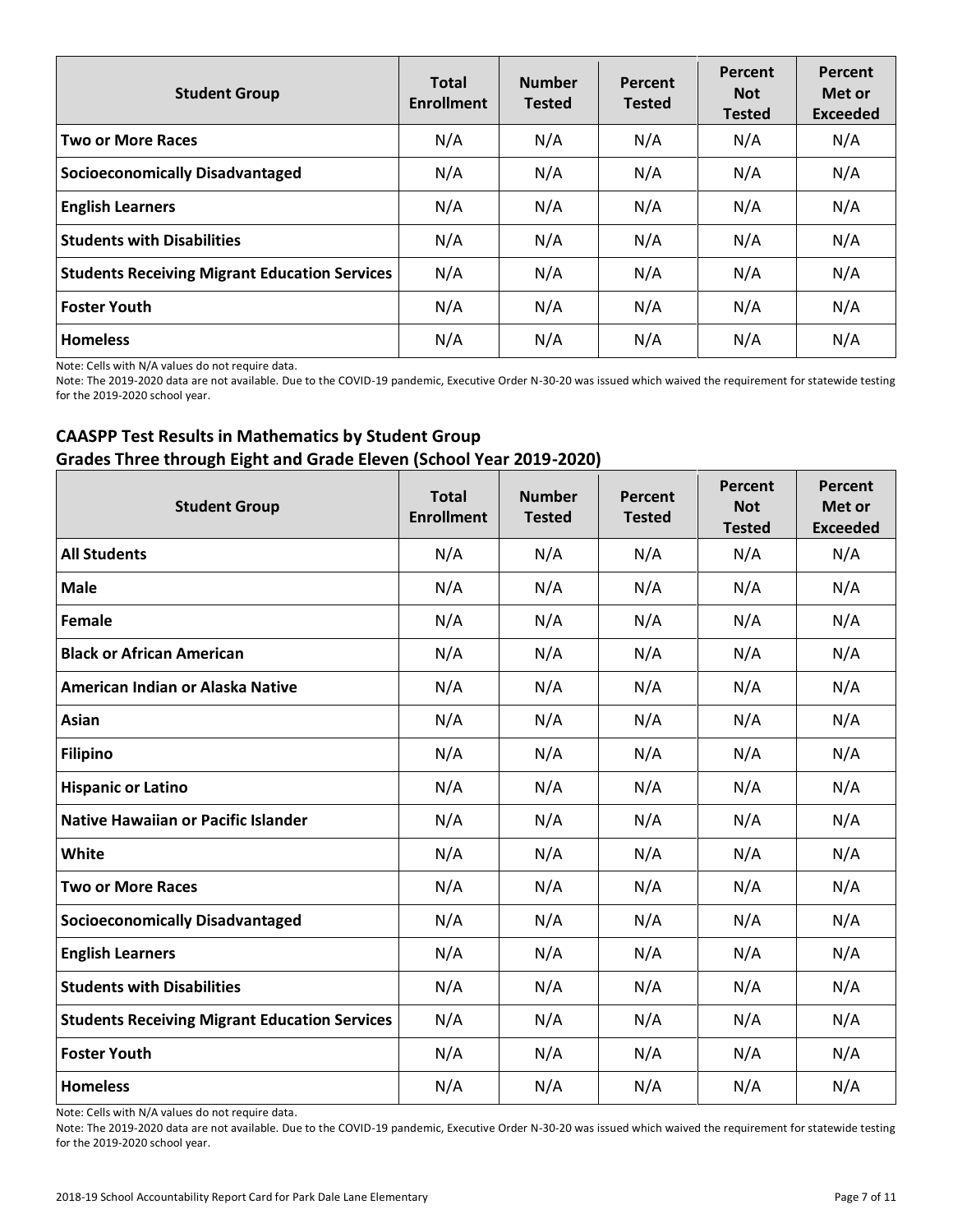| Student Group | Total Enrollment | Number Tested | Percent Tested | Percent Not Tested | Percent Met or Exceeded |
|---|---|---|---|---|---|
| **Two or More Races** | N/A | N/A | N/A | N/A | N/A |
| **Socioeconomically Disadvantaged** | N/A | N/A | N/A | N/A | N/A |
| **English Learners** | N/A | N/A | N/A | N/A | N/A |
| **Students with Disabilities** | N/A | N/A | N/A | N/A | N/A |
| **Students Receiving Migrant Education Services** | N/A | N/A | N/A | N/A | N/A |
| **Foster Youth** | N/A | N/A | N/A | N/A | N/A |
| **Homeless** | N/A | N/A | N/A | N/A | N/A |

Note: Cells with N/A values do not require data.

Note: The 2019-2020 data are not available. Due to the COVID-19 pandemic, Executive Order N-30-20 was issued which waived the requirement for statewide testing for the 2019-2020 school year.

### CAASPP Test Results in Mathematics by Student Group
### Grades Three through Eight and Grade Eleven (School Year 2019-2020)

| Student Group | Total Enrollment | Number Tested | Percent Tested | Percent Not Tested | Percent Met or Exceeded |
|---|---|---|---|---|---|
| **All Students** | N/A | N/A | N/A | N/A | N/A |
| **Male** | N/A | N/A | N/A | N/A | N/A |
| **Female** | N/A | N/A | N/A | N/A | N/A |
| **Black or African American** | N/A | N/A | N/A | N/A | N/A |
| **American Indian or Alaska Native** | N/A | N/A | N/A | N/A | N/A |
| **Asian** | N/A | N/A | N/A | N/A | N/A |
| **Filipino** | N/A | N/A | N/A | N/A | N/A |
| **Hispanic or Latino** | N/A | N/A | N/A | N/A | N/A |
| **Native Hawaiian or Pacific Islander** | N/A | N/A | N/A | N/A | N/A |
| **White** | N/A | N/A | N/A | N/A | N/A |
| **Two or More Races** | N/A | N/A | N/A | N/A | N/A |
| **Socioeconomically Disadvantaged** | N/A | N/A | N/A | N/A | N/A |
| **English Learners** | N/A | N/A | N/A | N/A | N/A |
| **Students with Disabilities** | N/A | N/A | N/A | N/A | N/A |
| **Students Receiving Migrant Education Services** | N/A | N/A | N/A | N/A | N/A |
| **Foster Youth** | N/A | N/A | N/A | N/A | N/A |
| **Homeless** | N/A | N/A | N/A | N/A | N/A |

Note: Cells with N/A values do not require data.

Note: The 2019-2020 data are not available. Due to the COVID-19 pandemic, Executive Order N-30-20 was issued which waived the requirement for statewide testing for the 2019-2020 school year.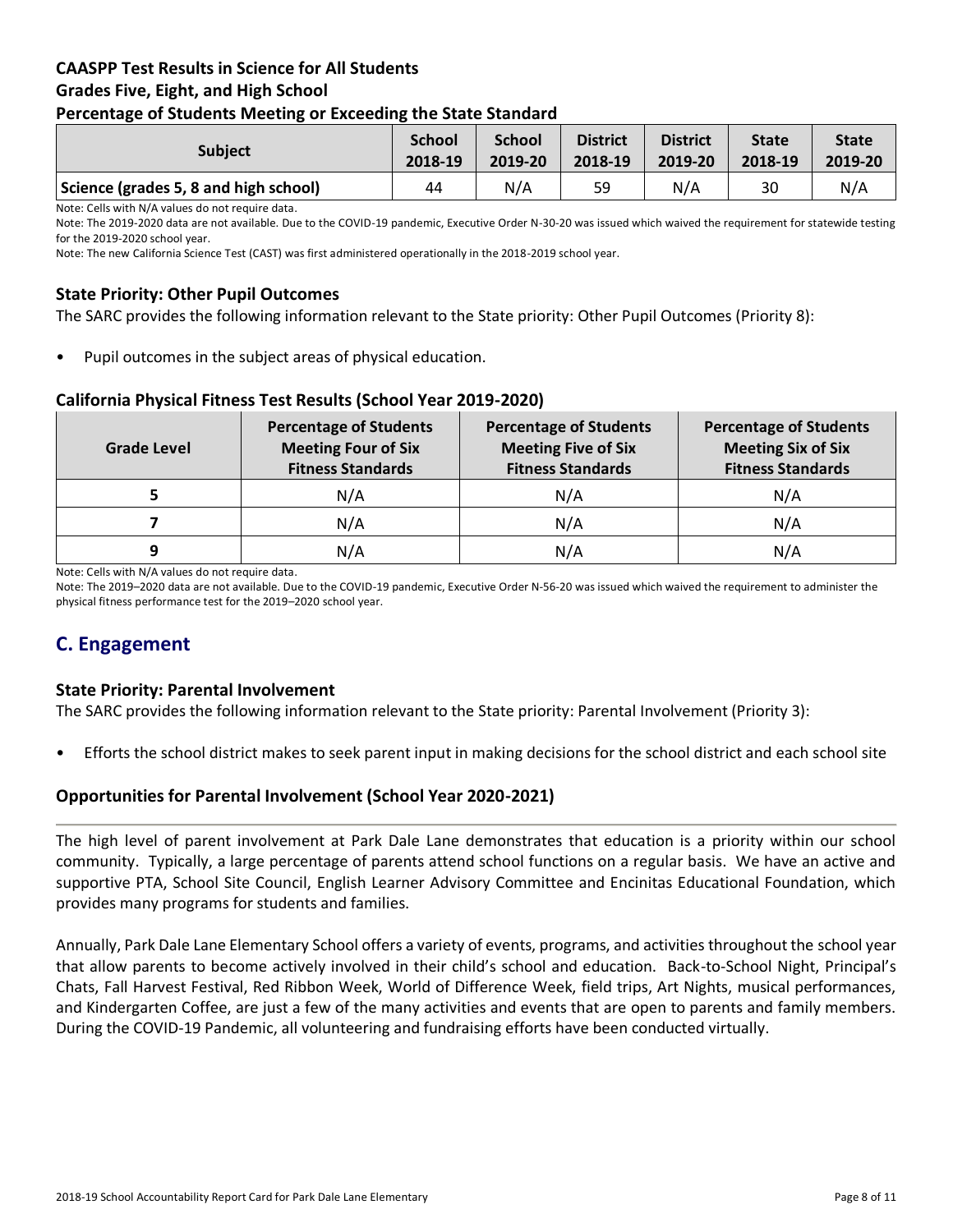### CAASPP Test Results in Science for All Students
### Grades Five, Eight, and High School
### Percentage of Students Meeting or Exceeding the State Standard

| Subject | School 2018-19 | School 2019-20 | District 2018-19 | District 2019-20 | State 2018-19 | State 2019-20 |
|---|---|---|---|---|---|---|
| Science (grades 5, 8 and high school) | 44 | N/A | 59 | N/A | 30 | N/A |

Note: Cells with N/A values do not require data.

Note: The 2019-2020 data are not available. Due to the COVID-19 pandemic, Executive Order N-30-20 was issued which waived the requirement for statewide testing for the 2019-2020 school year.

Note: The new California Science Test (CAST) was first administered operationally in the 2018-2019 school year.

### State Priority: Other Pupil Outcomes

The SARC provides the following information relevant to the State priority: Other Pupil Outcomes (Priority 8):

- Pupil outcomes in the subject areas of physical education.

### California Physical Fitness Test Results (School Year 2019-2020)

| Grade Level | Percentage of Students Meeting Four of Six Fitness Standards | Percentage of Students Meeting Five of Six Fitness Standards | Percentage of Students Meeting Six of Six Fitness Standards |
|---|---|---|---|
| 5 | N/A | N/A | N/A |
| 7 | N/A | N/A | N/A |
| 9 | N/A | N/A | N/A |

Note: Cells with N/A values do not require data.

Note: The 2019–2020 data are not available. Due to the COVID-19 pandemic, Executive Order N-56-20 was issued which waived the requirement to administer the physical fitness performance test for the 2019–2020 school year.

## C. Engagement

### State Priority: Parental Involvement

The SARC provides the following information relevant to the State priority: Parental Involvement (Priority 3):

- Efforts the school district makes to seek parent input in making decisions for the school district and each school site

### Opportunities for Parental Involvement (School Year 2020-2021)

The high level of parent involvement at Park Dale Lane demonstrates that education is a priority within our school community. Typically, a large percentage of parents attend school functions on a regular basis. We have an active and supportive PTA, School Site Council, English Learner Advisory Committee and Encinitas Educational Foundation, which provides many programs for students and families.

Annually, Park Dale Lane Elementary School offers a variety of events, programs, and activities throughout the school year that allow parents to become actively involved in their child's school and education. Back-to-School Night, Principal's Chats, Fall Harvest Festival, Red Ribbon Week, World of Difference Week, field trips, Art Nights, musical performances, and Kindergarten Coffee, are just a few of the many activities and events that are open to parents and family members. During the COVID-19 Pandemic, all volunteering and fundraising efforts have been conducted virtually.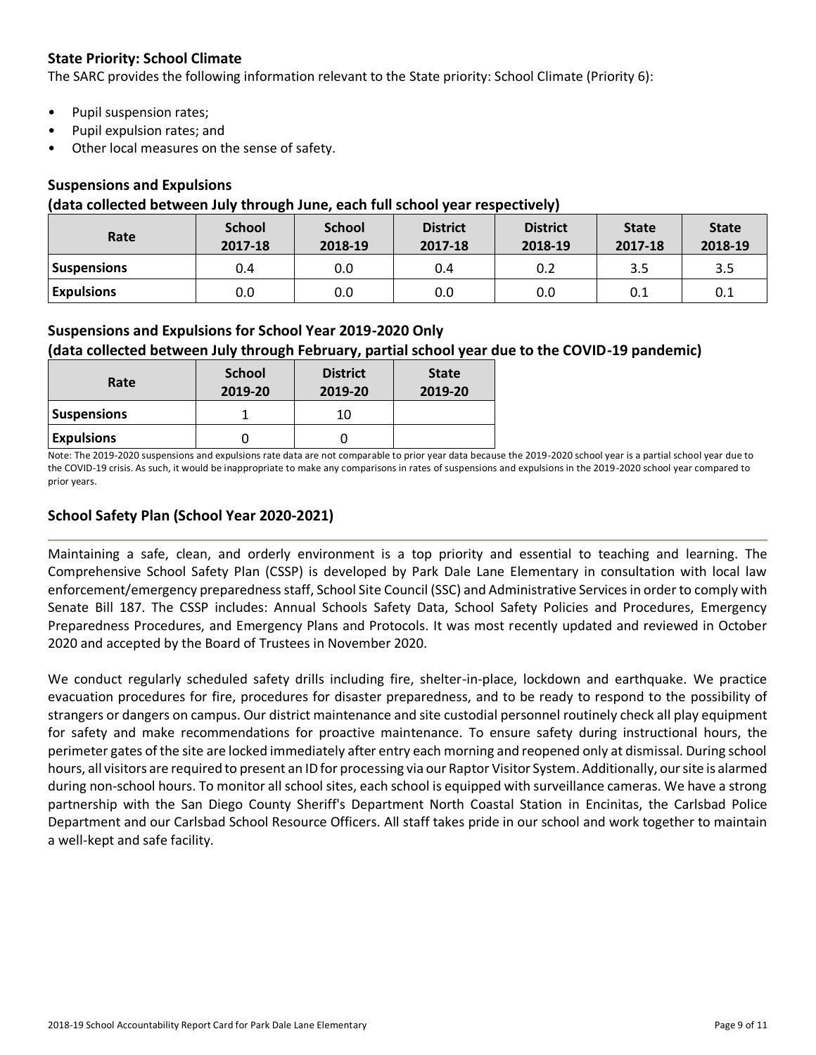## State Priority: School Climate

The SARC provides the following information relevant to the State priority: School Climate (Priority 6):

- Pupil suspension rates;
- Pupil expulsion rates; and
- Other local measures on the sense of safety.

### Suspensions and Expulsions

**(data collected between July through June, each full school year respectively)**

| Rate | School 2017-18 | School 2018-19 | District 2017-18 | District 2018-19 | State 2017-18 | State 2018-19 |
|---|---|---|---|---|---|---|
| **Suspensions** | 0.4 | 0.0 | 0.4 | 0.2 | 3.5 | 3.5 |
| **Expulsions** | 0.0 | 0.0 | 0.0 | 0.0 | 0.1 | 0.1 |

### Suspensions and Expulsions for School Year 2019-2020 Only

**(data collected between July through February, partial school year due to the COVID-19 pandemic)**

| Rate | School 2019-20 | District 2019-20 | State 2019-20 |
|---|---|---|---|
| **Suspensions** | 1 | 10 | |
| **Expulsions** | 0 | 0 | |

Note: The 2019-2020 suspensions and expulsions rate data are not comparable to prior year data because the 2019-2020 school year is a partial school year due to the COVID-19 crisis. As such, it would be inappropriate to make any comparisons in rates of suspensions and expulsions in the 2019-2020 school year compared to prior years.

## School Safety Plan (School Year 2020-2021)

Maintaining a safe, clean, and orderly environment is a top priority and essential to teaching and learning. The Comprehensive School Safety Plan (CSSP) is developed by Park Dale Lane Elementary in consultation with local law enforcement/emergency preparedness staff, School Site Council (SSC) and Administrative Services in order to comply with Senate Bill 187. The CSSP includes: Annual Schools Safety Data, School Safety Policies and Procedures, Emergency Preparedness Procedures, and Emergency Plans and Protocols. It was most recently updated and reviewed in October 2020 and accepted by the Board of Trustees in November 2020.

We conduct regularly scheduled safety drills including fire, shelter-in-place, lockdown and earthquake. We practice evacuation procedures for fire, procedures for disaster preparedness, and to be ready to respond to the possibility of strangers or dangers on campus. Our district maintenance and site custodial personnel routinely check all play equipment for safety and make recommendations for proactive maintenance. To ensure safety during instructional hours, the perimeter gates of the site are locked immediately after entry each morning and reopened only at dismissal. During school hours, all visitors are required to present an ID for processing via our Raptor Visitor System. Additionally, our site is alarmed during non-school hours. To monitor all school sites, each school is equipped with surveillance cameras. We have a strong partnership with the San Diego County Sheriff's Department North Coastal Station in Encinitas, the Carlsbad Police Department and our Carlsbad School Resource Officers. All staff takes pride in our school and work together to maintain a well-kept and safe facility.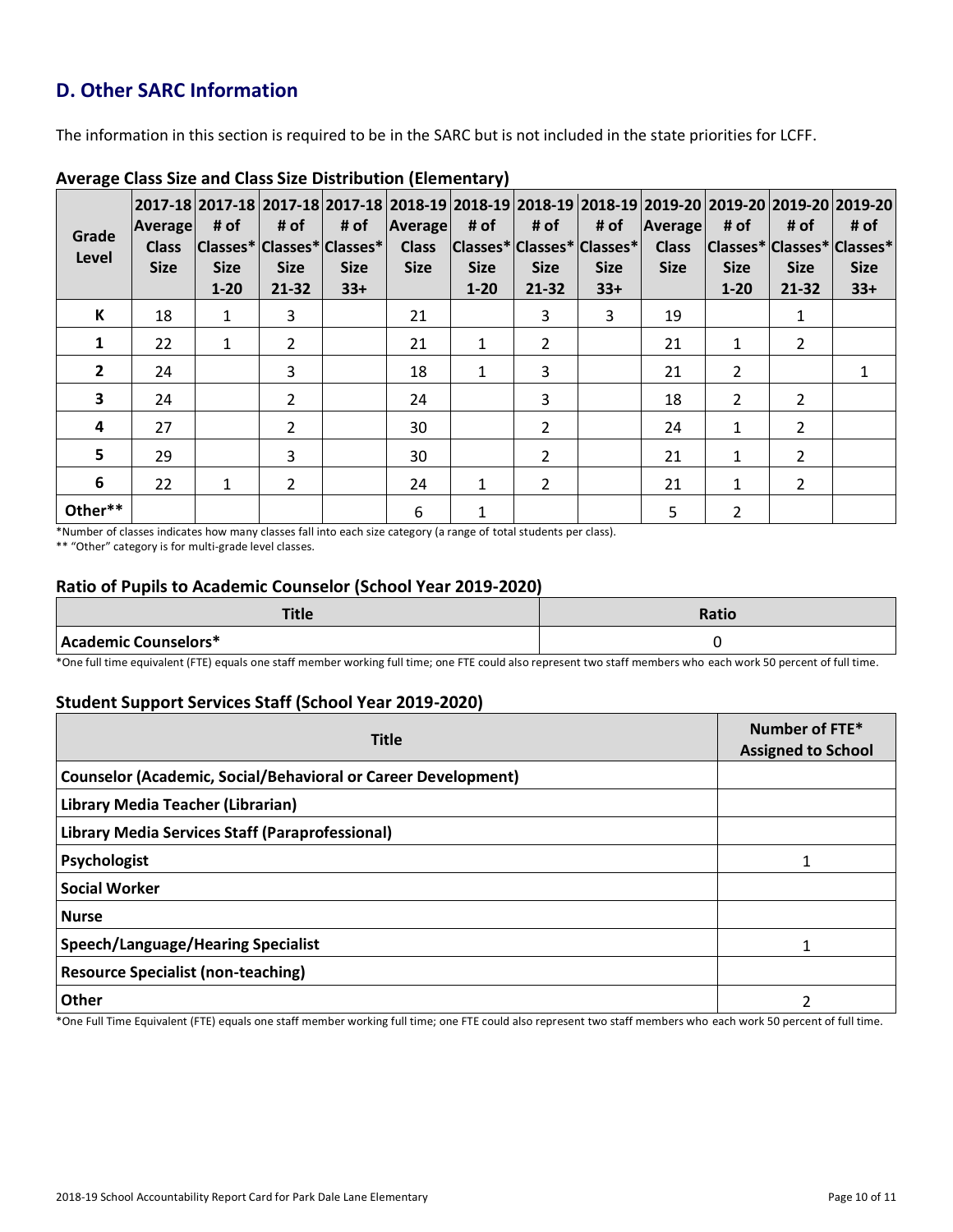## D. Other SARC Information

The information in this section is required to be in the SARC but is not included in the state priorities for LCFF.

### Average Class Size and Class Size Distribution (Elementary)

| Grade Level | 2017-18 Average Class Size | 2017-18 # of Classes* Size 1-20 | 2017-18 # of Classes* Size 21-32 | 2017-18 # of Classes* Size 33+ | 2018-19 Average Class Size | 2018-19 # of Classes* Size 1-20 | 2018-19 # of Classes* Size 21-32 | 2018-19 # of Classes* Size 33+ | 2019-20 Average Class Size | 2019-20 # of Classes* Size 1-20 | 2019-20 # of Classes* Size 21-32 | 2019-20 # of Classes* Size 33+ |
|---|---|---|---|---|---|---|---|---|---|---|---|---|
| K | 18 | 1 | 3 | | 21 | | 3 | 3 | 19 | | 1 | |
| 1 | 22 | 1 | 2 | | 21 | 1 | 2 | | 21 | 1 | 2 | |
| 2 | 24 | | 3 | | 18 | 1 | 3 | | 21 | 2 | | 1 |
| 3 | 24 | | 2 | | 24 | | 3 | | 18 | 2 | 2 | |
| 4 | 27 | | 2 | | 30 | | 2 | | 24 | 1 | 2 | |
| 5 | 29 | | 3 | | 30 | | 2 | | 21 | 1 | 2 | |
| 6 | 22 | 1 | 2 | | 24 | 1 | 2 | | 21 | 1 | 2 | |
| Other** | | | | | 6 | 1 | | | 5 | 2 | | |

*Number of classes indicates how many classes fall into each size category (a range of total students per class).

** "Other" category is for multi-grade level classes.

### Ratio of Pupils to Academic Counselor (School Year 2019-2020)

| Title | Ratio |
|---|---|
| Academic Counselors* | 0 |

*One full time equivalent (FTE) equals one staff member working full time; one FTE could also represent two staff members who each work 50 percent of full time.

### Student Support Services Staff (School Year 2019-2020)

| Title | Number of FTE* Assigned to School |
|---|---|
| Counselor (Academic, Social/Behavioral or Career Development) | |
| Library Media Teacher (Librarian) | |
| Library Media Services Staff (Paraprofessional) | |
| Psychologist | 1 |
| Social Worker | |
| Nurse | |
| Speech/Language/Hearing Specialist | 1 |
| Resource Specialist (non-teaching) | |
| Other | 2 |

*One Full Time Equivalent (FTE) equals one staff member working full time; one FTE could also represent two staff members who each work 50 percent of full time.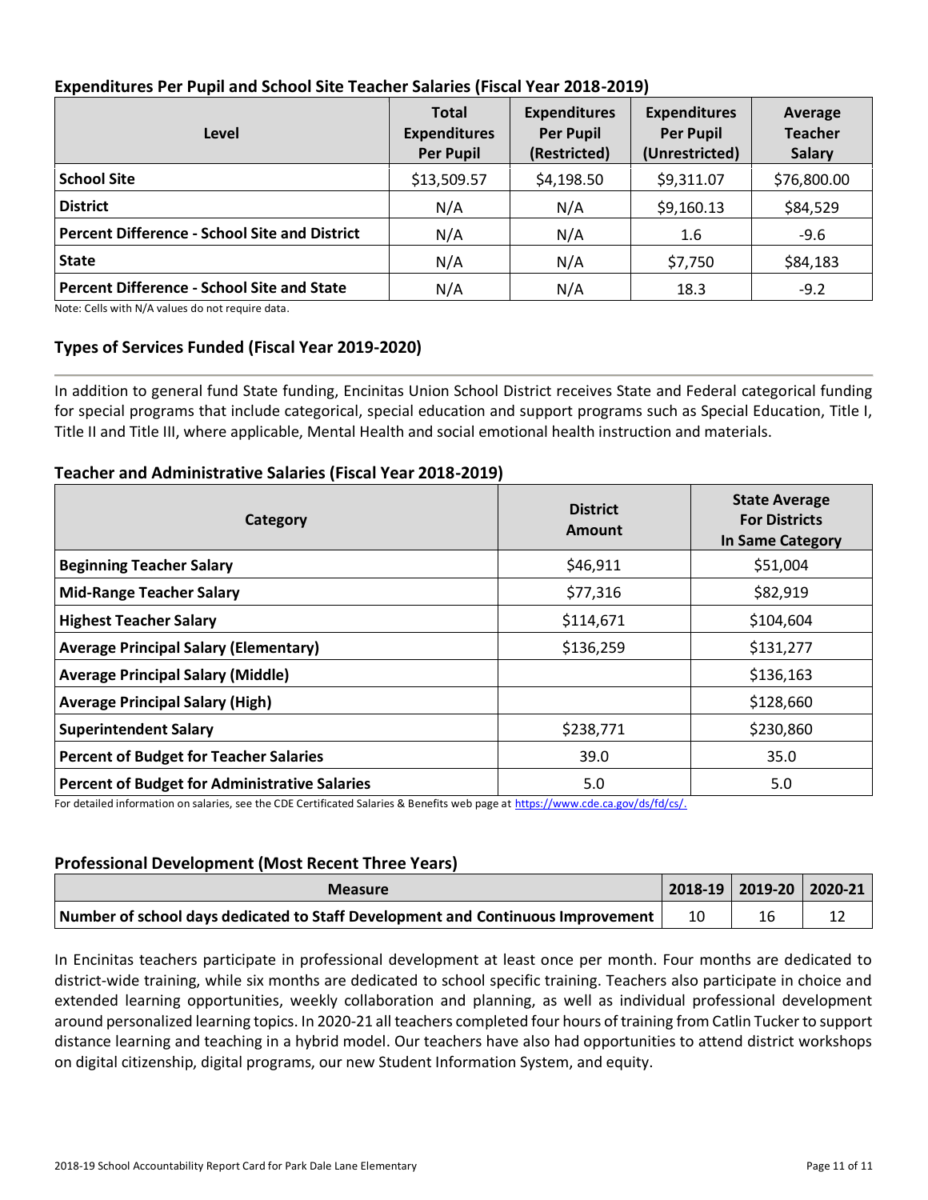## Expenditures Per Pupil and School Site Teacher Salaries (Fiscal Year 2018-2019)

| Level | Total Expenditures Per Pupil | Expenditures Per Pupil (Restricted) | Expenditures Per Pupil (Unrestricted) | Average Teacher Salary |
|---|---|---|---|---|
| **School Site** | $13,509.57 | $4,198.50 | $9,311.07 | $76,800.00 |
| **District** | N/A | N/A | $9,160.13 | $84,529 |
| **Percent Difference - School Site and District** | N/A | N/A | 1.6 | -9.6 |
| **State** | N/A | N/A | $7,750 | $84,183 |
| **Percent Difference - School Site and State** | N/A | N/A | 18.3 | -9.2 |

Note: Cells with N/A values do not require data.

## Types of Services Funded (Fiscal Year 2019-2020)

In addition to general fund State funding, Encinitas Union School District receives State and Federal categorical funding for special programs that include categorical, special education and support programs such as Special Education, Title I, Title II and Title III, where applicable, Mental Health and social emotional health instruction and materials.

## Teacher and Administrative Salaries (Fiscal Year 2018-2019)

| Category | District Amount | State Average For Districts In Same Category |
|---|---|---|
| **Beginning Teacher Salary** | $46,911 | $51,004 |
| **Mid-Range Teacher Salary** | $77,316 | $82,919 |
| **Highest Teacher Salary** | $114,671 | $104,604 |
| **Average Principal Salary (Elementary)** | $136,259 | $131,277 |
| **Average Principal Salary (Middle)** | | $136,163 |
| **Average Principal Salary (High)** | | $128,660 |
| **Superintendent Salary** | $238,771 | $230,860 |
| **Percent of Budget for Teacher Salaries** | 39.0 | 35.0 |
| **Percent of Budget for Administrative Salaries** | 5.0 | 5.0 |

For detailed information on salaries, see the CDE Certificated Salaries & Benefits web page at https://www.cde.ca.gov/ds/fd/cs/.

## Professional Development (Most Recent Three Years)

| Measure | 2018-19 | 2019-20 | 2020-21 |
|---|---|---|---|
| **Number of school days dedicated to Staff Development and Continuous Improvement** | 10 | 16 | 12 |

In Encinitas teachers participate in professional development at least once per month. Four months are dedicated to district-wide training, while six months are dedicated to school specific training. Teachers also participate in choice and extended learning opportunities, weekly collaboration and planning, as well as individual professional development around personalized learning topics. In 2020-21 all teachers completed four hours of training from Catlin Tucker to support distance learning and teaching in a hybrid model. Our teachers have also had opportunities to attend district workshops on digital citizenship, digital programs, our new Student Information System, and equity.